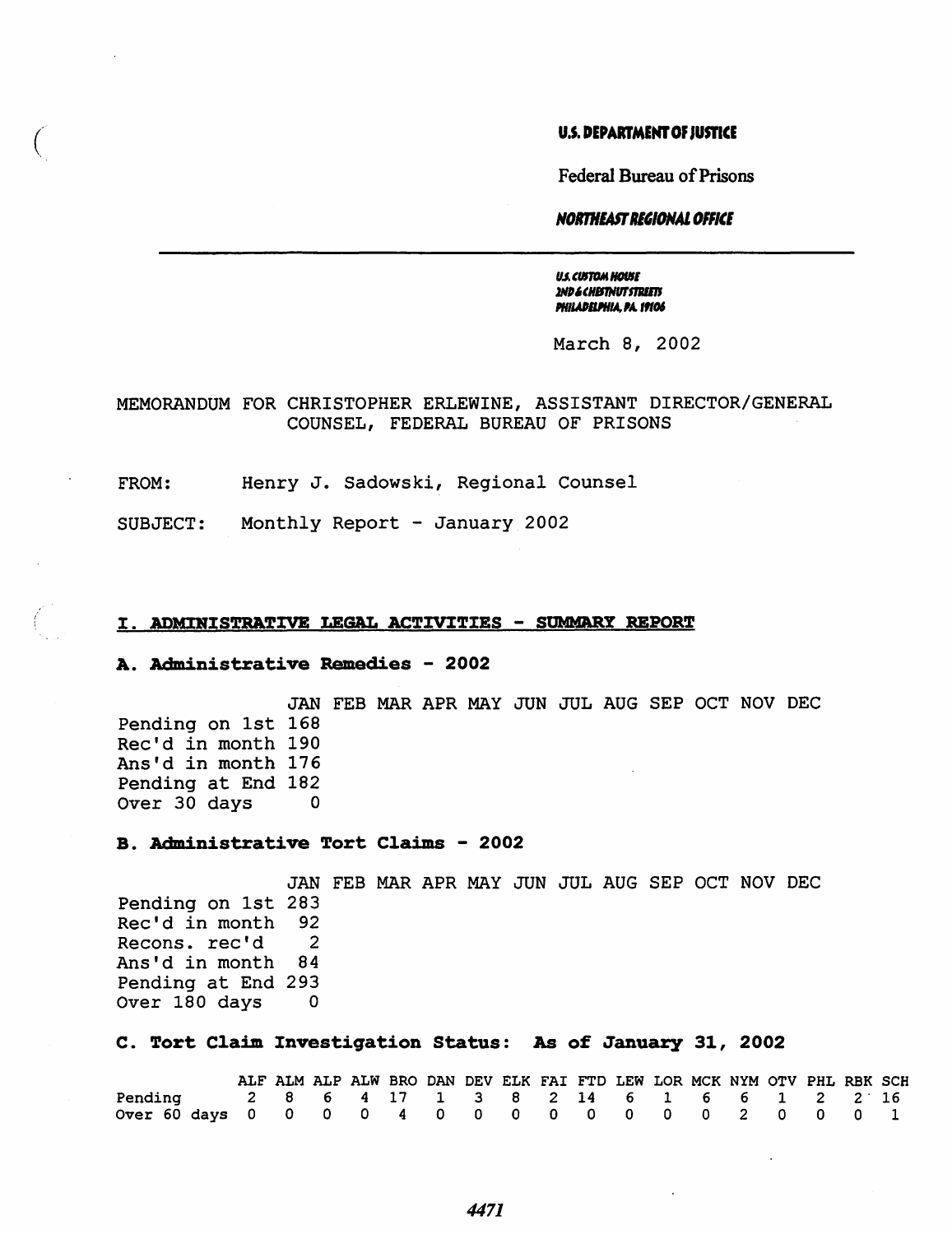**U.S. DEPARTMENT OF JUSTICE**

Federal Bureau of Prisons

***NORTHEAST REGIONAL OFFICE***

*U.S. CUSTOM HOUSE*
*2ND & CHESTNUT STREETS*
*PHILADELPHIA, PA 19106*

March 8, 2002

MEMORANDUM FOR CHRISTOPHER ERLEWINE, ASSISTANT DIRECTOR/GENERAL COUNSEL, FEDERAL BUREAU OF PRISONS

FROM: Henry J. Sadowski, Regional Counsel

SUBJECT: Monthly Report - January 2002

## I. ADMINISTRATIVE LEGAL ACTIVITIES - SUMMARY REPORT

### A. Administrative Remedies - 2002

| | JAN | FEB | MAR | APR | MAY | JUN | JUL | AUG | SEP | OCT | NOV | DEC |
|---|---|---|---|---|---|---|---|---|---|---|---|---|
| Pending on 1st | 168 | | | | | | | | | | | |
| Rec'd in month | 190 | | | | | | | | | | | |
| Ans'd in month | 176 | | | | | | | | | | | |
| Pending at End | 182 | | | | | | | | | | | |
| Over 30 days | 0 | | | | | | | | | | | |

### B. Administrative Tort Claims - 2002

| | JAN | FEB | MAR | APR | MAY | JUN | JUL | AUG | SEP | OCT | NOV | DEC |
|---|---|---|---|---|---|---|---|---|---|---|---|---|
| Pending on 1st | 283 | | | | | | | | | | | |
| Rec'd in month | 92 | | | | | | | | | | | |
| Recons. rec'd | 2 | | | | | | | | | | | |
| Ans'd in month | 84 | | | | | | | | | | | |
| Pending at End | 293 | | | | | | | | | | | |
| Over 180 days | 0 | | | | | | | | | | | |

### C. Tort Claim Investigation Status: As of January 31, 2002

| | ALF | ALM | ALP | ALW | BRO | DAN | DEV | ELK | FAI | FTD | LEW | LOR | MCK | NYM | OTV | PHL | RBK | SCH |
|---|---|---|---|---|---|---|---|---|---|---|---|---|---|---|---|---|---|---|
| Pending | 2 | 8 | 6 | 4 | 17 | 1 | 3 | 8 | 2 | 14 | 6 | 1 | 6 | 6 | 1 | 2 | 2 | 16 |
| Over 60 days | 0 | 0 | 0 | 0 | 4 | 0 | 0 | 0 | 0 | 0 | 0 | 0 | 0 | 2 | 0 | 0 | 0 | 1 |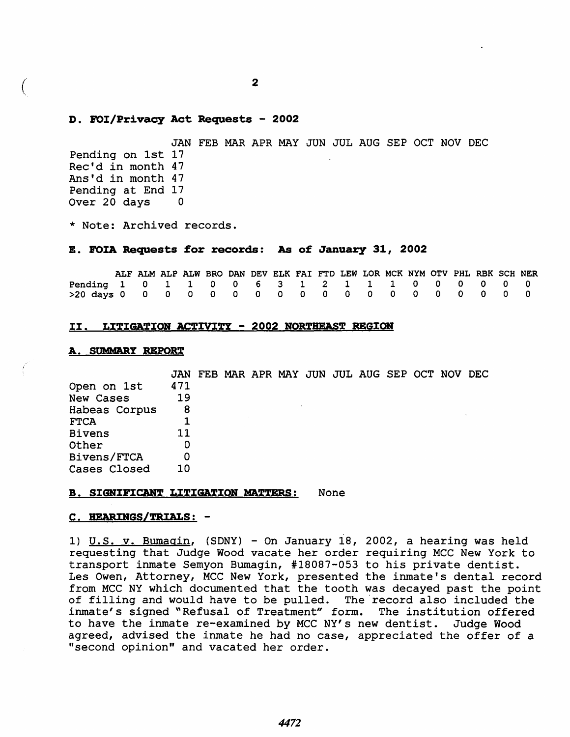**D. FOI/Privacy Act Requests - 2002**

| | JAN | FEB | MAR | APR | MAY | JUN | JUL | AUG | SEP | OCT | NOV | DEC |
|---|---|---|---|---|---|---|---|---|---|---|---|---|
| Pending on 1st | 17 | | | | | | | | | | | |
| Rec'd in month | 47 | | | | | | | | | | | |
| Ans'd in month | 47 | | | | | | | | | | | |
| Pending at End | 17 | | | | | | | | | | | |
| Over 20 days | 0 | | | | | | | | | | | |

* Note: Archived records.

**E. FOIA Requests for records: As of January 31, 2002**

| | ALF | ALM | ALP | ALW | BRO | DAN | DEV | ELK | FAI | FTD | LEW | LOR | MCK | NYM | OTV | PHL | RBK | SCH | NER |
|---|---|---|---|---|---|---|---|---|---|---|---|---|---|---|---|---|---|---|---|
| Pending | 1 | 0 | 1 | 1 | 0 | 0 | 6 | 3 | 1 | 2 | 1 | 1 | 1 | 0 | 0 | 0 | 0 | 0 | 0 |
| >20 days | 0 | 0 | 0 | 0 | 0 | 0 | 0 | 0 | 0 | 0 | 0 | 0 | 0 | 0 | 0 | 0 | 0 | 0 | 0 |

## II. LITIGATION ACTIVITY - 2002 NORTHEAST REGION

### A. SUMMARY REPORT

| | JAN | FEB | MAR | APR | MAY | JUN | JUL | AUG | SEP | OCT | NOV | DEC |
|---|---|---|---|---|---|---|---|---|---|---|---|---|
| Open on 1st | 471 | | | | | | | | | | | |
| New Cases | 19 | | | | | | | | | | | |
| Habeas Corpus | 8 | | | | | | | | | | | |
| FTCA | 1 | | | | | | | | | | | |
| Bivens | 11 | | | | | | | | | | | |
| Other | 0 | | | | | | | | | | | |
| Bivens/FTCA | 0 | | | | | | | | | | | |
| Cases Closed | 10 | | | | | | | | | | | |

### B. SIGNIFICANT LITIGATION MATTERS: None

### C. HEARINGS/TRIALS: -

1) U.S. v. Bumagin, (SDNY) - On January 18, 2002, a hearing was held requesting that Judge Wood vacate her order requiring MCC New York to transport inmate Semyon Bumagin, #18087-053 to his private dentist. Les Owen, Attorney, MCC New York, presented the inmate's dental record from MCC NY which documented that the tooth was decayed past the point of filling and would have to be pulled. The record also included the inmate's signed "Refusal of Treatment" form. The institution offered to have the inmate re-examined by MCC NY's new dentist. Judge Wood agreed, advised the inmate he had no case, appreciated the offer of a "second opinion" and vacated her order.

4472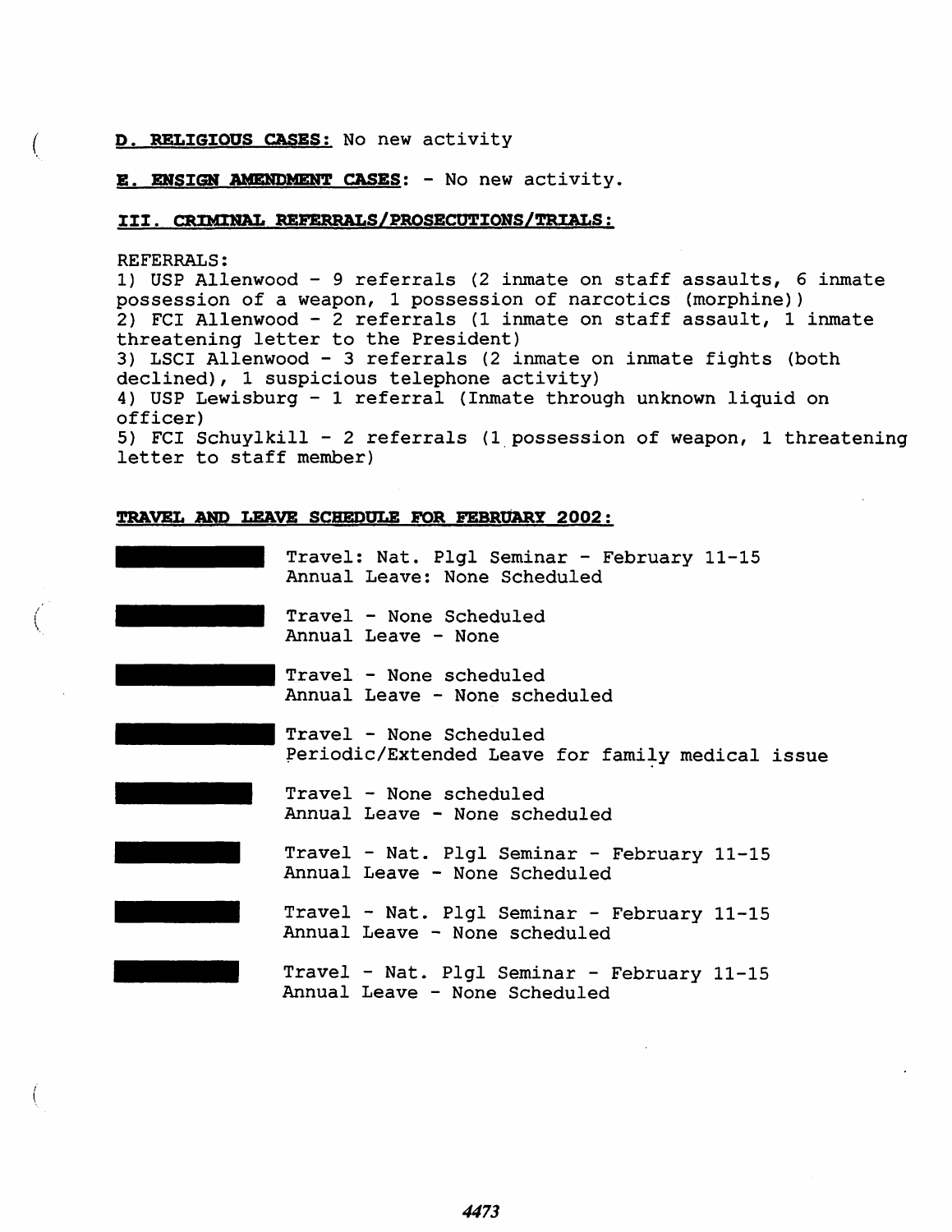**D. RELIGIOUS CASES:** No new activity

**E. ENSIGN AMENDMENT CASES**: - No new activity.

**III. CRIMINAL REFERRALS/PROSECUTIONS/TRIALS:**

REFERRALS:
1) USP Allenwood - 9 referrals (2 inmate on staff assaults, 6 inmate possession of a weapon, 1 possession of narcotics (morphine))
2) FCI Allenwood - 2 referrals (1 inmate on staff assault, 1 inmate threatening letter to the President)
3) LSCI Allenwood - 3 referrals (2 inmate on inmate fights (both declined), 1 suspicious telephone activity)
4) USP Lewisburg - 1 referral (Inmate through unknown liquid on officer)
5) FCI Schuylkill - 2 referrals (1 possession of weapon, 1 threatening letter to staff member)

**TRAVEL AND LEAVE SCHEDULE FOR FEBRUARY 2002:**

[REDACTED] Travel: Nat. Plgl Seminar - February 11-15
Annual Leave: None Scheduled

[REDACTED] Travel - None Scheduled
Annual Leave - None

[REDACTED] Travel - None scheduled
Annual Leave - None scheduled

[REDACTED] Travel - None Scheduled
Periodic/Extended Leave for family medical issue

[REDACTED] Travel - None scheduled
Annual Leave - None scheduled

[REDACTED] Travel - Nat. Plgl Seminar - February 11-15
Annual Leave - None Scheduled

[REDACTED] Travel - Nat. Plgl Seminar - February 11-15
Annual Leave - None scheduled

[REDACTED] Travel - Nat. Plgl Seminar - February 11-15
Annual Leave - None Scheduled